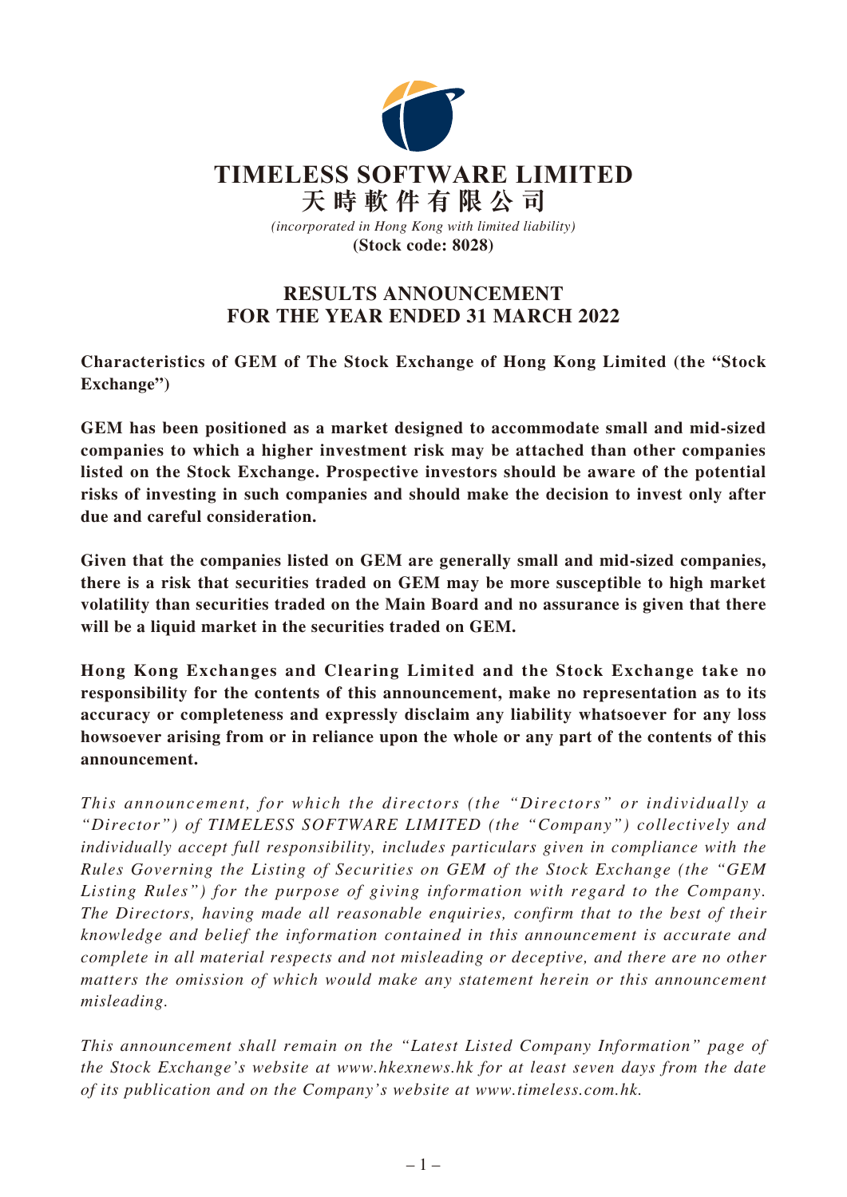# TIMELESS SOFTWARE LIMITED

# 天時軟件有限公司

*(incorporated in Hong Kong with limited liability)*

**(Stock code: 8028)**

## RESULTS ANNOUNCEMENT FOR THE YEAR ENDED 31 MARCH 2022

**Characteristics of GEM of The Stock Exchange of Hong Kong Limited (the "Stock Exchange")**

**GEM has been positioned as a market designed to accommodate small and mid-sized companies to which a higher investment risk may be attached than other companies listed on the Stock Exchange. Prospective investors should be aware of the potential risks of investing in such companies and should make the decision to invest only after due and careful consideration.**

**Given that the companies listed on GEM are generally small and mid-sized companies, there is a risk that securities traded on GEM may be more susceptible to high market volatility than securities traded on the Main Board and no assurance is given that there will be a liquid market in the securities traded on GEM.**

**Hong Kong Exchanges and Clearing Limited and the Stock Exchange take no responsibility for the contents of this announcement, make no representation as to its accuracy or completeness and expressly disclaim any liability whatsoever for any loss howsoever arising from or in reliance upon the whole or any part of the contents of this announcement.**

*This announcement, for which the directors (the "Directors" or individually a "Director") of TIMELESS SOFTWARE LIMITED (the "Company") collectively and individually accept full responsibility, includes particulars given in compliance with the Rules Governing the Listing of Securities on GEM of the Stock Exchange (the "GEM Listing Rules") for the purpose of giving information with regard to the Company. The Directors, having made all reasonable enquiries, confirm that to the best of their knowledge and belief the information contained in this announcement is accurate and complete in all material respects and not misleading or deceptive, and there are no other matters the omission of which would make any statement herein or this announcement misleading.*

*This announcement shall remain on the "Latest Listed Company Information" page of the Stock Exchange's website at www.hkexnews.hk for at least seven days from the date of its publication and on the Company's website at www.timeless.com.hk.*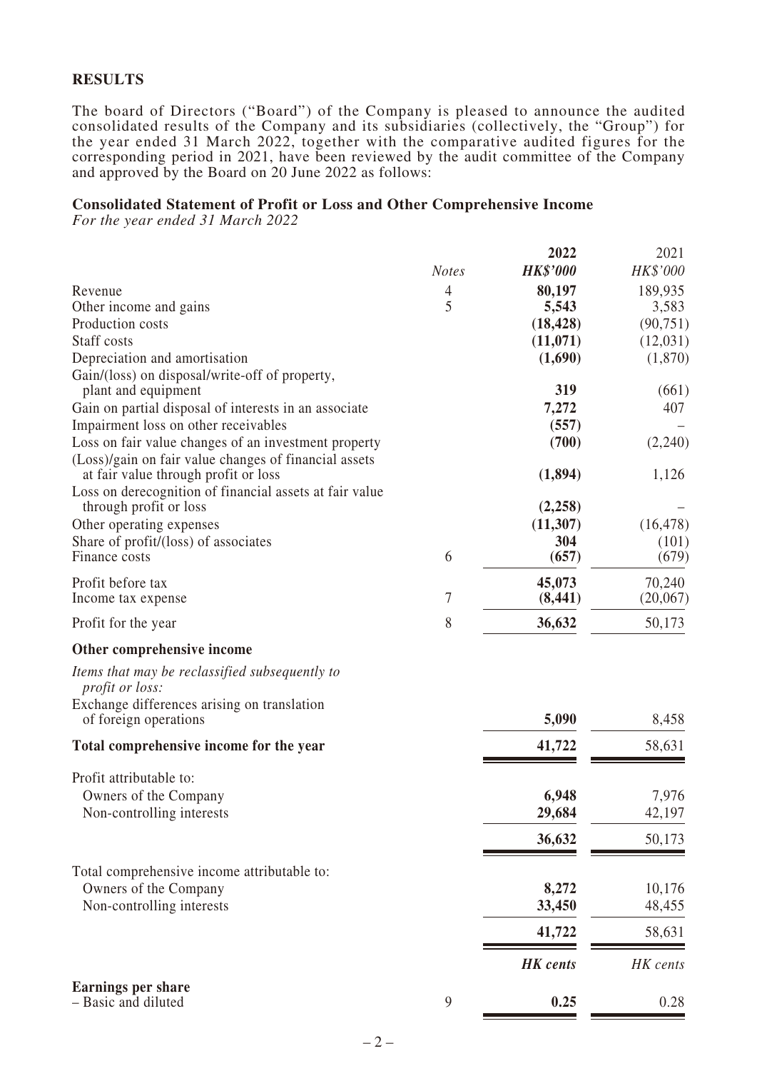## RESULTS

The board of Directors ("Board") of the Company is pleased to announce the audited consolidated results of the Company and its subsidiaries (collectively, the "Group") for the year ended 31 March 2022, together with the comparative audited figures for the corresponding period in 2021, have been reviewed by the audit committee of the Company and approved by the Board on 20 June 2022 as follows:

### Consolidated Statement of Profit or Loss and Other Comprehensive Income

*For the year ended 31 March 2022*

| | *Notes* | **2022** | 2021 |
|---|---|---|---|
| | | ***HK$'000*** | *HK$'000* |
| Revenue | 4 | **80,197** | 189,935 |
| Other income and gains | 5 | **5,543** | 3,583 |
| Production costs | | **(18,428)** | (90,751) |
| Staff costs | | **(11,071)** | (12,031) |
| Depreciation and amortisation | | **(1,690)** | (1,870) |
| Gain/(loss) on disposal/write-off of property, plant and equipment | | **319** | (661) |
| Gain on partial disposal of interests in an associate | | **7,272** | 407 |
| Impairment loss on other receivables | | **(557)** | – |
| Loss on fair value changes of an investment property | | **(700)** | (2,240) |
| (Loss)/gain on fair value changes of financial assets at fair value through profit or loss | | **(1,894)** | 1,126 |
| Loss on derecognition of financial assets at fair value through profit or loss | | **(2,258)** | – |
| Other operating expenses | | **(11,307)** | (16,478) |
| Share of profit/(loss) of associates | | **304** | (101) |
| Finance costs | 6 | **(657)** | (679) |
| Profit before tax | | **45,073** | 70,240 |
| Income tax expense | 7 | **(8,441)** | (20,067) |
| Profit for the year | 8 | **36,632** | 50,173 |
| **Other comprehensive income** | | | |
| *Items that may be reclassified subsequently to profit or loss:* | | | |
| Exchange differences arising on translation of foreign operations | | **5,090** | 8,458 |
| **Total comprehensive income for the year** | | **41,722** | 58,631 |
| Profit attributable to: | | | |
| Owners of the Company | | **6,948** | 7,976 |
| Non-controlling interests | | **29,684** | 42,197 |
| | | **36,632** | 50,173 |
| Total comprehensive income attributable to: | | | |
| Owners of the Company | | **8,272** | 10,176 |
| Non-controlling interests | | **33,450** | 48,455 |
| | | **41,722** | 58,631 |
| | | ***HK cents*** | *HK cents* |
| **Earnings per share** | | | |
| – Basic and diluted | 9 | **0.25** | 0.28 |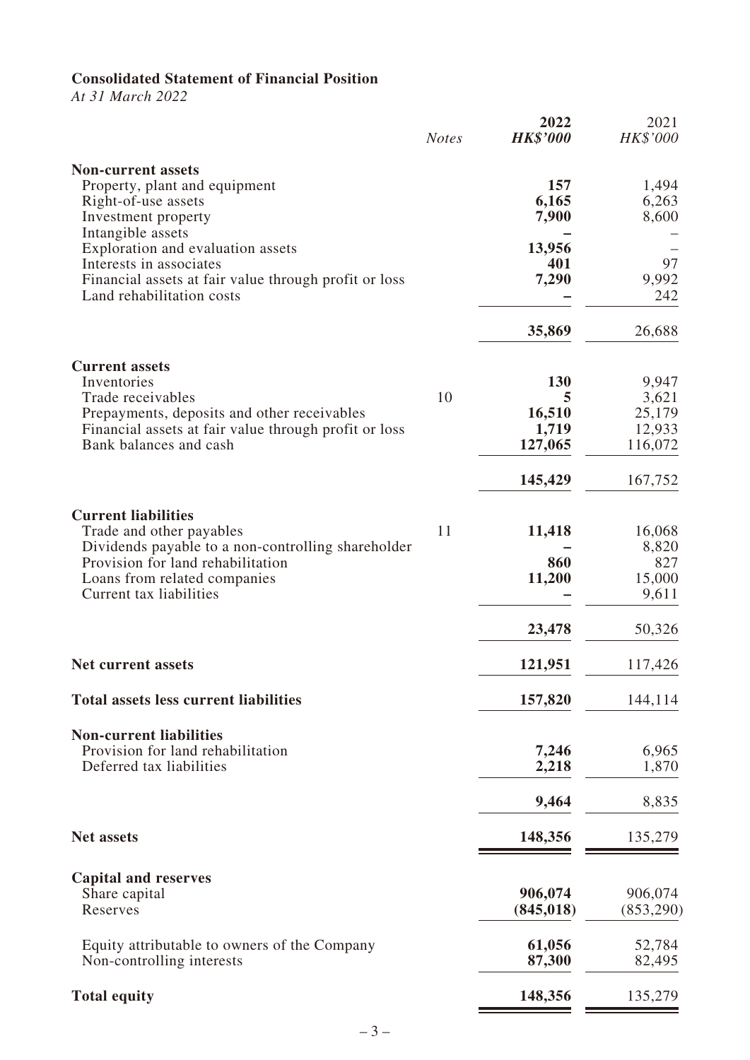**Consolidated Statement of Financial Position**

*At 31 March 2022*

| | *Notes* | **2022** **HK$'000** | 2021 *HK$'000* |
|---|---|---|---|
| **Non-current assets** | | | |
| Property, plant and equipment | | **157** | 1,494 |
| Right-of-use assets | | **6,165** | 6,263 |
| Investment property | | **7,900** | 8,600 |
| Intangible assets | | **–** | – |
| Exploration and evaluation assets | | **13,956** | – |
| Interests in associates | | **401** | 97 |
| Financial assets at fair value through profit or loss | | **7,290** | 9,992 |
| Land rehabilitation costs | | **–** | 242 |
| | | **35,869** | 26,688 |
| **Current assets** | | | |
| Inventories | | **130** | 9,947 |
| Trade receivables | 10 | **5** | 3,621 |
| Prepayments, deposits and other receivables | | **16,510** | 25,179 |
| Financial assets at fair value through profit or loss | | **1,719** | 12,933 |
| Bank balances and cash | | **127,065** | 116,072 |
| | | **145,429** | 167,752 |
| **Current liabilities** | | | |
| Trade and other payables | 11 | **11,418** | 16,068 |
| Dividends payable to a non-controlling shareholder | | **–** | 8,820 |
| Provision for land rehabilitation | | **860** | 827 |
| Loans from related companies | | **11,200** | 15,000 |
| Current tax liabilities | | **–** | 9,611 |
| | | **23,478** | 50,326 |
| **Net current assets** | | **121,951** | 117,426 |
| **Total assets less current liabilities** | | **157,820** | 144,114 |
| **Non-current liabilities** | | | |
| Provision for land rehabilitation | | **7,246** | 6,965 |
| Deferred tax liabilities | | **2,218** | 1,870 |
| | | **9,464** | 8,835 |
| **Net assets** | | **148,356** | 135,279 |
| **Capital and reserves** | | | |
| Share capital | | **906,074** | 906,074 |
| Reserves | | **(845,018)** | (853,290) |
| Equity attributable to owners of the Company | | **61,056** | 52,784 |
| Non-controlling interests | | **87,300** | 82,495 |
| **Total equity** | | **148,356** | 135,279 |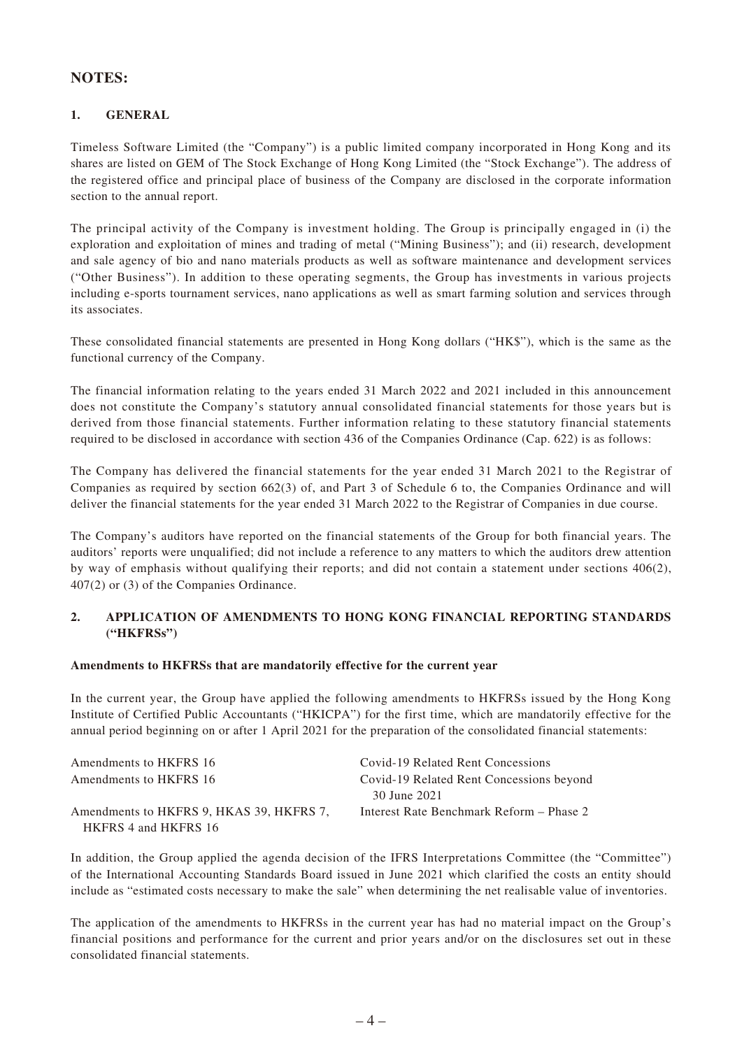## NOTES:

### 1. GENERAL

Timeless Software Limited (the "Company") is a public limited company incorporated in Hong Kong and its shares are listed on GEM of The Stock Exchange of Hong Kong Limited (the "Stock Exchange"). The address of the registered office and principal place of business of the Company are disclosed in the corporate information section to the annual report.

The principal activity of the Company is investment holding. The Group is principally engaged in (i) the exploration and exploitation of mines and trading of metal ("Mining Business"); and (ii) research, development and sale agency of bio and nano materials products as well as software maintenance and development services ("Other Business"). In addition to these operating segments, the Group has investments in various projects including e-sports tournament services, nano applications as well as smart farming solution and services through its associates.

These consolidated financial statements are presented in Hong Kong dollars ("HK$"), which is the same as the functional currency of the Company.

The financial information relating to the years ended 31 March 2022 and 2021 included in this announcement does not constitute the Company's statutory annual consolidated financial statements for those years but is derived from those financial statements. Further information relating to these statutory financial statements required to be disclosed in accordance with section 436 of the Companies Ordinance (Cap. 622) is as follows:

The Company has delivered the financial statements for the year ended 31 March 2021 to the Registrar of Companies as required by section 662(3) of, and Part 3 of Schedule 6 to, the Companies Ordinance and will deliver the financial statements for the year ended 31 March 2022 to the Registrar of Companies in due course.

The Company's auditors have reported on the financial statements of the Group for both financial years. The auditors' reports were unqualified; did not include a reference to any matters to which the auditors drew attention by way of emphasis without qualifying their reports; and did not contain a statement under sections 406(2), 407(2) or (3) of the Companies Ordinance.

### 2. APPLICATION OF AMENDMENTS TO HONG KONG FINANCIAL REPORTING STANDARDS ("HKFRSs")

**Amendments to HKFRSs that are mandatorily effective for the current year**

In the current year, the Group have applied the following amendments to HKFRSs issued by the Hong Kong Institute of Certified Public Accountants ("HKICPA") for the first time, which are mandatorily effective for the annual period beginning on or after 1 April 2021 for the preparation of the consolidated financial statements:

| | |
|---|---|
| Amendments to HKFRS 16 | Covid-19 Related Rent Concessions |
| Amendments to HKFRS 16 | Covid-19 Related Rent Concessions beyond 30 June 2021 |
| Amendments to HKFRS 9, HKAS 39, HKFRS 7, HKFRS 4 and HKFRS 16 | Interest Rate Benchmark Reform – Phase 2 |

In addition, the Group applied the agenda decision of the IFRS Interpretations Committee (the "Committee") of the International Accounting Standards Board issued in June 2021 which clarified the costs an entity should include as "estimated costs necessary to make the sale" when determining the net realisable value of inventories.

The application of the amendments to HKFRSs in the current year has had no material impact on the Group's financial positions and performance for the current and prior years and/or on the disclosures set out in these consolidated financial statements.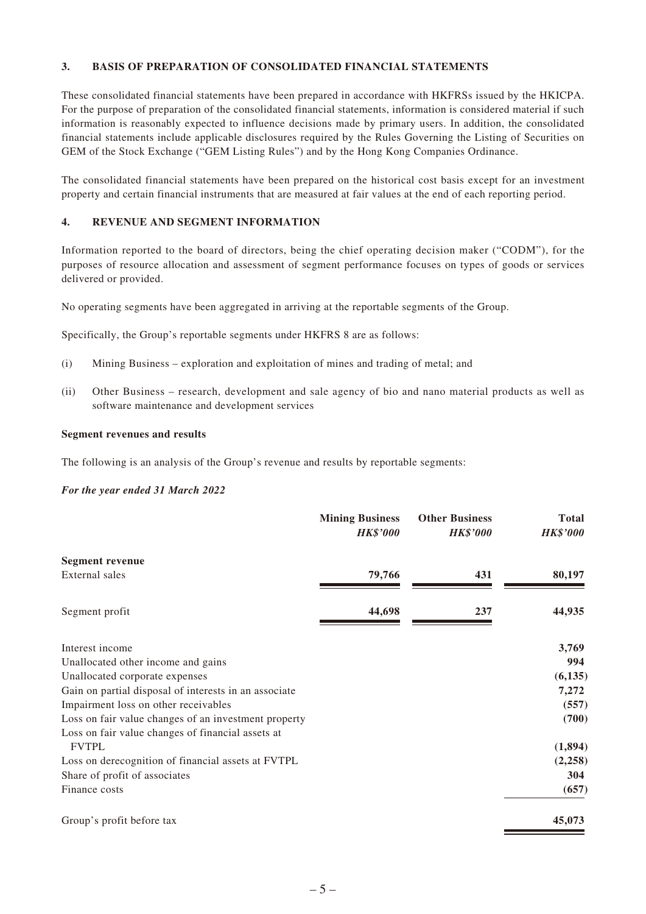### 3. BASIS OF PREPARATION OF CONSOLIDATED FINANCIAL STATEMENTS

These consolidated financial statements have been prepared in accordance with HKFRSs issued by the HKICPA. For the purpose of preparation of the consolidated financial statements, information is considered material if such information is reasonably expected to influence decisions made by primary users. In addition, the consolidated financial statements include applicable disclosures required by the Rules Governing the Listing of Securities on GEM of the Stock Exchange ("GEM Listing Rules") and by the Hong Kong Companies Ordinance.

The consolidated financial statements have been prepared on the historical cost basis except for an investment property and certain financial instruments that are measured at fair values at the end of each reporting period.

### 4. REVENUE AND SEGMENT INFORMATION

Information reported to the board of directors, being the chief operating decision maker ("CODM"), for the purposes of resource allocation and assessment of segment performance focuses on types of goods or services delivered or provided.

No operating segments have been aggregated in arriving at the reportable segments of the Group.

Specifically, the Group's reportable segments under HKFRS 8 are as follows:

(i) Mining Business – exploration and exploitation of mines and trading of metal; and

(ii) Other Business – research, development and sale agency of bio and nano material products as well as software maintenance and development services

**Segment revenues and results**

The following is an analysis of the Group's revenue and results by reportable segments:

***For the year ended 31 March 2022***

| | **Mining Business** *HK$'000* | **Other Business** *HK$'000* | **Total** *HK$'000* |
|---|---|---|---|
| **Segment revenue** | | | |
| External sales | **79,766** | **431** | **80,197** |
| Segment profit | **44,698** | **237** | **44,935** |
| Interest income | | | **3,769** |
| Unallocated other income and gains | | | **994** |
| Unallocated corporate expenses | | | **(6,135)** |
| Gain on partial disposal of interests in an associate | | | **7,272** |
| Impairment loss on other receivables | | | **(557)** |
| Loss on fair value changes of an investment property | | | **(700)** |
| Loss on fair value changes of financial assets at FVTPL | | | **(1,894)** |
| Loss on derecognition of financial assets at FVTPL | | | **(2,258)** |
| Share of profit of associates | | | **304** |
| Finance costs | | | **(657)** |
| Group's profit before tax | | | **45,073** |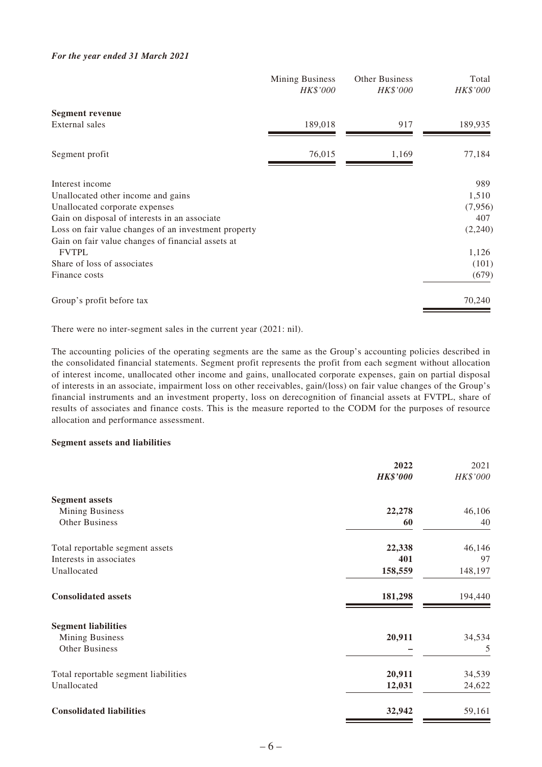***For the year ended 31 March 2021***

| | Mining Business *HK$'000* | Other Business *HK$'000* | Total *HK$'000* |
|---|---|---|---|
| **Segment revenue** | | | |
| External sales | 189,018 | 917 | 189,935 |
| Segment profit | 76,015 | 1,169 | 77,184 |
| Interest income | | | 989 |
| Unallocated other income and gains | | | 1,510 |
| Unallocated corporate expenses | | | (7,956) |
| Gain on disposal of interests in an associate | | | 407 |
| Loss on fair value changes of an investment property | | | (2,240) |
| Gain on fair value changes of financial assets at FVTPL | | | 1,126 |
| Share of loss of associates | | | (101) |
| Finance costs | | | (679) |
| Group's profit before tax | | | 70,240 |

There were no inter-segment sales in the current year (2021: nil).

The accounting policies of the operating segments are the same as the Group's accounting policies described in the consolidated financial statements. Segment profit represents the profit from each segment without allocation of interest income, unallocated other income and gains, unallocated corporate expenses, gain on partial disposal of interests in an associate, impairment loss on other receivables, gain/(loss) on fair value changes of the Group's financial instruments and an investment property, loss on derecognition of financial assets at FVTPL, share of results of associates and finance costs. This is the measure reported to the CODM for the purposes of resource allocation and performance assessment.

**Segment assets and liabilities**

| | **2022** ***HK$'000*** | 2021 *HK$'000* |
|---|---|---|
| **Segment assets** | | |
| Mining Business | **22,278** | 46,106 |
| Other Business | **60** | 40 |
| Total reportable segment assets | **22,338** | 46,146 |
| Interests in associates | **401** | 97 |
| Unallocated | **158,559** | 148,197 |
| **Consolidated assets** | **181,298** | 194,440 |
| **Segment liabilities** | | |
| Mining Business | **20,911** | 34,534 |
| Other Business | **–** | 5 |
| Total reportable segment liabilities | **20,911** | 34,539 |
| Unallocated | **12,031** | 24,622 |
| **Consolidated liabilities** | **32,942** | 59,161 |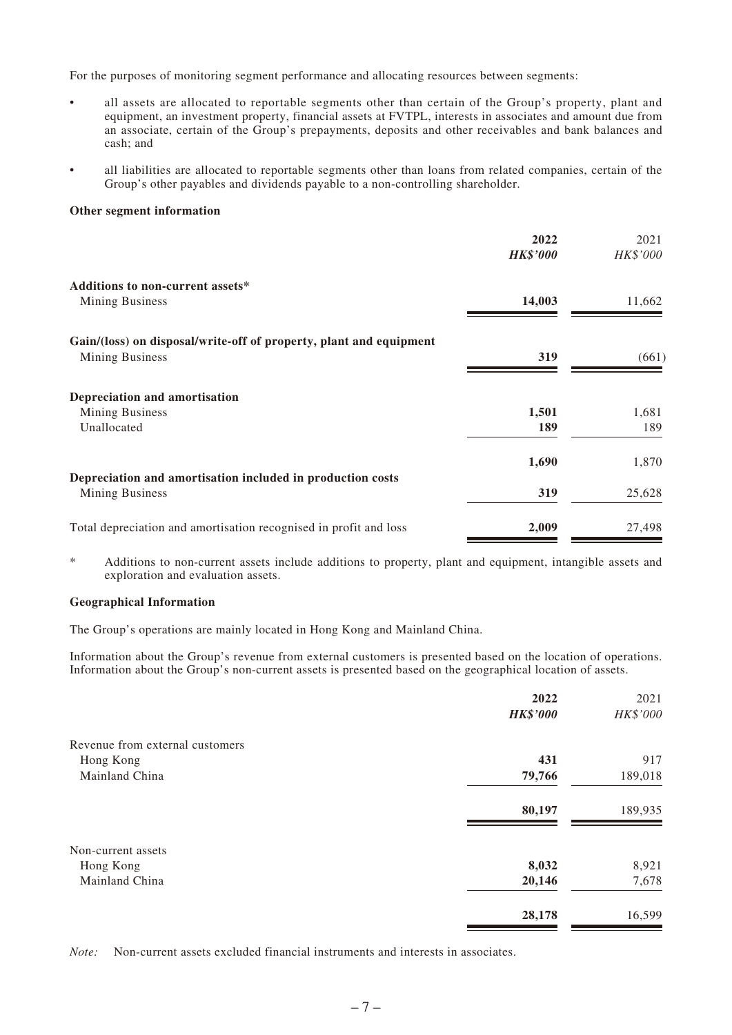For the purposes of monitoring segment performance and allocating resources between segments:

- all assets are allocated to reportable segments other than certain of the Group's property, plant and equipment, an investment property, financial assets at FVTPL, interests in associates and amount due from an associate, certain of the Group's prepayments, deposits and other receivables and bank balances and cash; and
- all liabilities are allocated to reportable segments other than loans from related companies, certain of the Group's other payables and dividends payable to a non-controlling shareholder.

**Other segment information**

| | **2022** | 2021 |
|---|---|---|
| | ***HK$'000*** | *HK$'000* |
| **Additions to non-current assets*** | | |
| Mining Business | **14,003** | 11,662 |
| **Gain/(loss) on disposal/write-off of property, plant and equipment** | | |
| Mining Business | **319** | (661) |
| **Depreciation and amortisation** | | |
| Mining Business | **1,501** | 1,681 |
| Unallocated | **189** | 189 |
| | **1,690** | 1,870 |
| **Depreciation and amortisation included in production costs** | | |
| Mining Business | **319** | 25,628 |
| Total depreciation and amortisation recognised in profit and loss | **2,009** | 27,498 |

\* Additions to non-current assets include additions to property, plant and equipment, intangible assets and exploration and evaluation assets.

**Geographical Information**

The Group's operations are mainly located in Hong Kong and Mainland China.

Information about the Group's revenue from external customers is presented based on the location of operations. Information about the Group's non-current assets is presented based on the geographical location of assets.

| | **2022** | 2021 |
|---|---|---|
| | ***HK$'000*** | *HK$'000* |
| Revenue from external customers | | |
| Hong Kong | **431** | 917 |
| Mainland China | **79,766** | 189,018 |
| | **80,197** | 189,935 |
| Non-current assets | | |
| Hong Kong | **8,032** | 8,921 |
| Mainland China | **20,146** | 7,678 |
| | **28,178** | 16,599 |

*Note:* Non-current assets excluded financial instruments and interests in associates.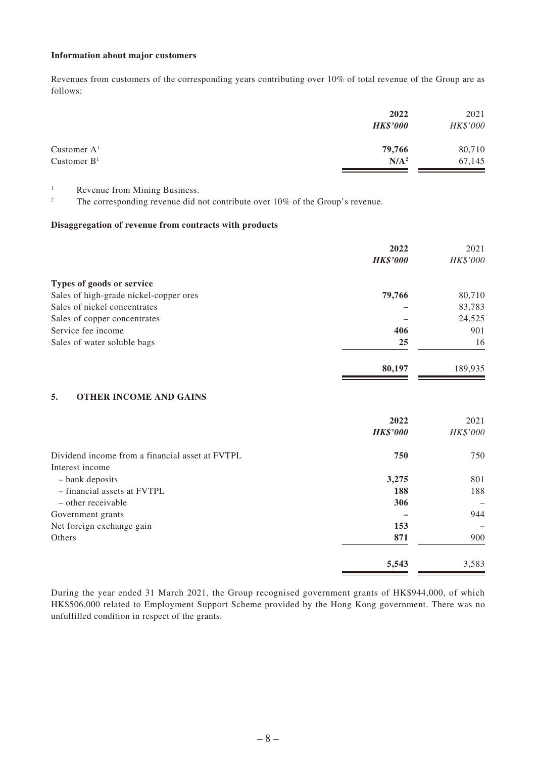**Information about major customers**

Revenues from customers of the corresponding years contributing over 10% of total revenue of the Group are as follows:

| | 2022 | 2021 |
|---|---|---|
| | *HK$'000* | *HK$'000* |
| Customer A[1] | **79,766** | 80,710 |
| Customer B[1] | **N/A[2]** | 67,145 |

[1] Revenue from Mining Business.

[2] The corresponding revenue did not contribute over 10% of the Group's revenue.

**Disaggregation of revenue from contracts with products**

| | 2022 | 2021 |
|---|---|---|
| | *HK$'000* | *HK$'000* |
| **Types of goods or service** | | |
| Sales of high-grade nickel-copper ores | **79,766** | 80,710 |
| Sales of nickel concentrates | **–** | 83,783 |
| Sales of copper concentrates | **–** | 24,525 |
| Service fee income | **406** | 901 |
| Sales of water soluble bags | **25** | 16 |
| | **80,197** | 189,935 |

## 5. OTHER INCOME AND GAINS

| | 2022 | 2021 |
|---|---|---|
| | *HK$'000* | *HK$'000* |
| Dividend income from a financial asset at FVTPL | **750** | 750 |
| Interest income | | |
| – bank deposits | **3,275** | 801 |
| – financial assets at FVTPL | **188** | 188 |
| – other receivable | **306** | – |
| Government grants | **–** | 944 |
| Net foreign exchange gain | **153** | – |
| Others | **871** | 900 |
| | **5,543** | 3,583 |

During the year ended 31 March 2021, the Group recognised government grants of HK$944,000, of which HK$506,000 related to Employment Support Scheme provided by the Hong Kong government. There was no unfulfilled condition in respect of the grants.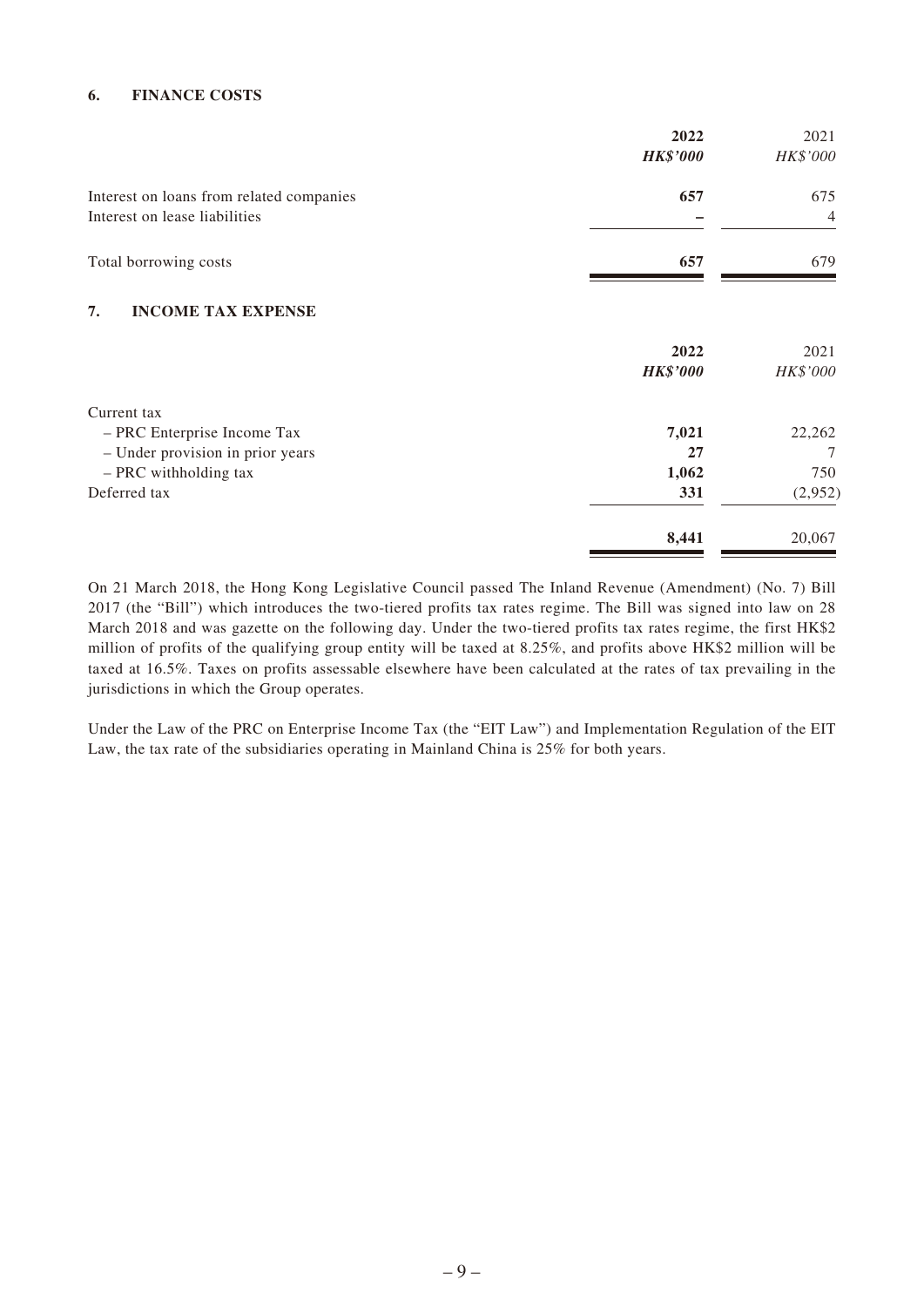## 6. FINANCE COSTS

| | **2022** | 2021 |
|---|---|---|
| | ***HK$'000*** | *HK$'000* |
| Interest on loans from related companies | **657** | 675 |
| Interest on lease liabilities | **–** | 4 |
| Total borrowing costs | **657** | 679 |

## 7. INCOME TAX EXPENSE

| | **2022** | 2021 |
|---|---|---|
| | ***HK$'000*** | *HK$'000* |
| Current tax | | |
| – PRC Enterprise Income Tax | **7,021** | 22,262 |
| – Under provision in prior years | **27** | 7 |
| – PRC withholding tax | **1,062** | 750 |
| Deferred tax | **331** | (2,952) |
| | **8,441** | 20,067 |

On 21 March 2018, the Hong Kong Legislative Council passed The Inland Revenue (Amendment) (No. 7) Bill 2017 (the "Bill") which introduces the two-tiered profits tax rates regime. The Bill was signed into law on 28 March 2018 and was gazette on the following day. Under the two-tiered profits tax rates regime, the first HK$2 million of profits of the qualifying group entity will be taxed at 8.25%, and profits above HK$2 million will be taxed at 16.5%. Taxes on profits assessable elsewhere have been calculated at the rates of tax prevailing in the jurisdictions in which the Group operates.

Under the Law of the PRC on Enterprise Income Tax (the "EIT Law") and Implementation Regulation of the EIT Law, the tax rate of the subsidiaries operating in Mainland China is 25% for both years.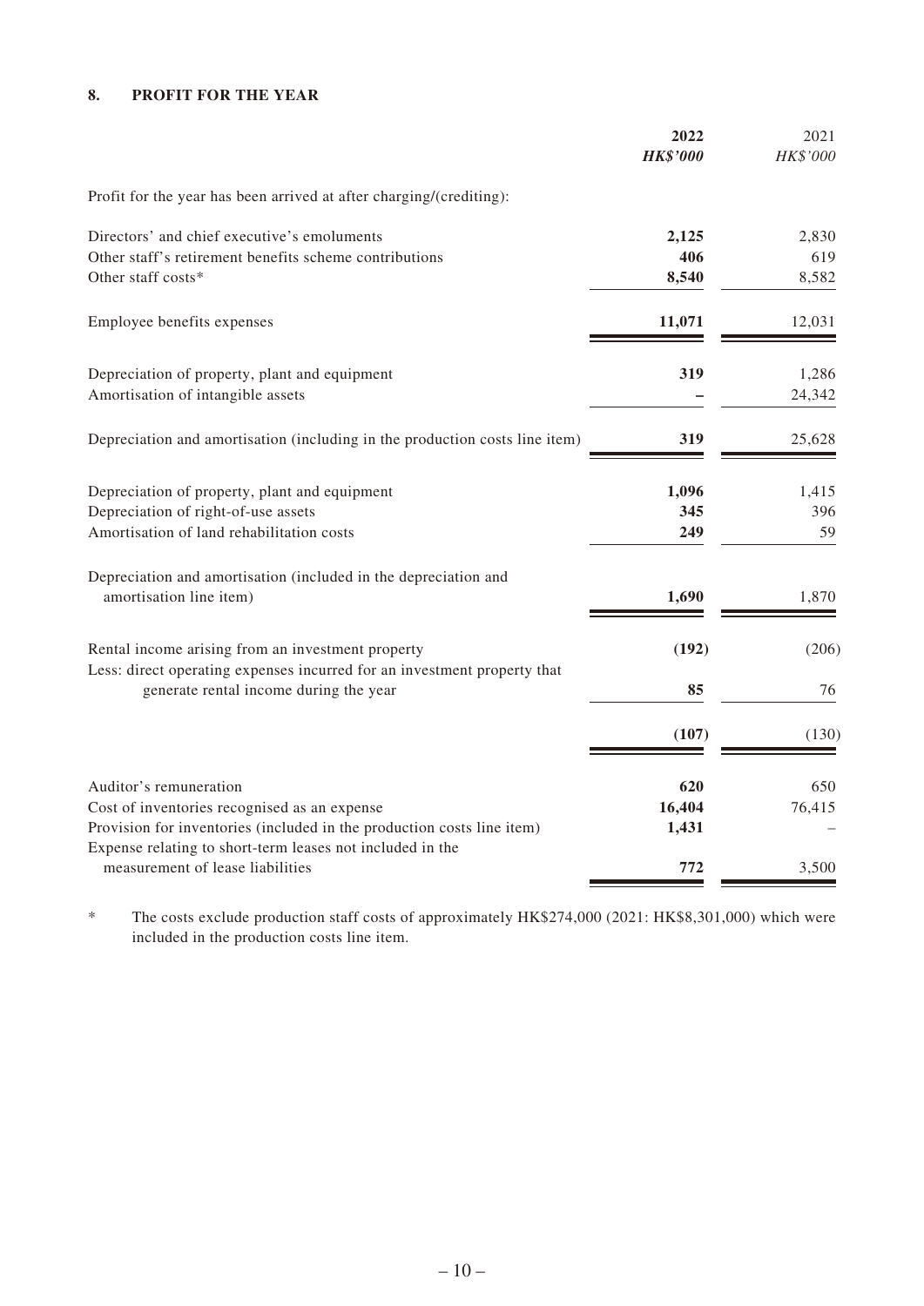### 8. PROFIT FOR THE YEAR

| | 2022<br>HK$'000 | 2021<br>HK$'000 |
|---|---|---|
| Profit for the year has been arrived at after charging/(crediting): | | |
| Directors' and chief executive's emoluments | **2,125** | 2,830 |
| Other staff's retirement benefits scheme contributions | **406** | 619 |
| Other staff costs* | **8,540** | 8,582 |
| Employee benefits expenses | **11,071** | 12,031 |
| Depreciation of property, plant and equipment | **319** | 1,286 |
| Amortisation of intangible assets | **–** | 24,342 |
| Depreciation and amortisation (including in the production costs line item) | **319** | 25,628 |
| Depreciation of property, plant and equipment | **1,096** | 1,415 |
| Depreciation of right-of-use assets | **345** | 396 |
| Amortisation of land rehabilitation costs | **249** | 59 |
| Depreciation and amortisation (included in the depreciation and amortisation line item) | **1,690** | 1,870 |
| Rental income arising from an investment property | **(192)** | (206) |
| Less: direct operating expenses incurred for an investment property that generate rental income during the year | **85** | 76 |
| | **(107)** | (130) |
| Auditor's remuneration | **620** | 650 |
| Cost of inventories recognised as an expense | **16,404** | 76,415 |
| Provision for inventories (included in the production costs line item) | **1,431** | – |
| Expense relating to short-term leases not included in the measurement of lease liabilities | **772** | 3,500 |

\* The costs exclude production staff costs of approximately HK$274,000 (2021: HK$8,301,000) which were included in the production costs line item.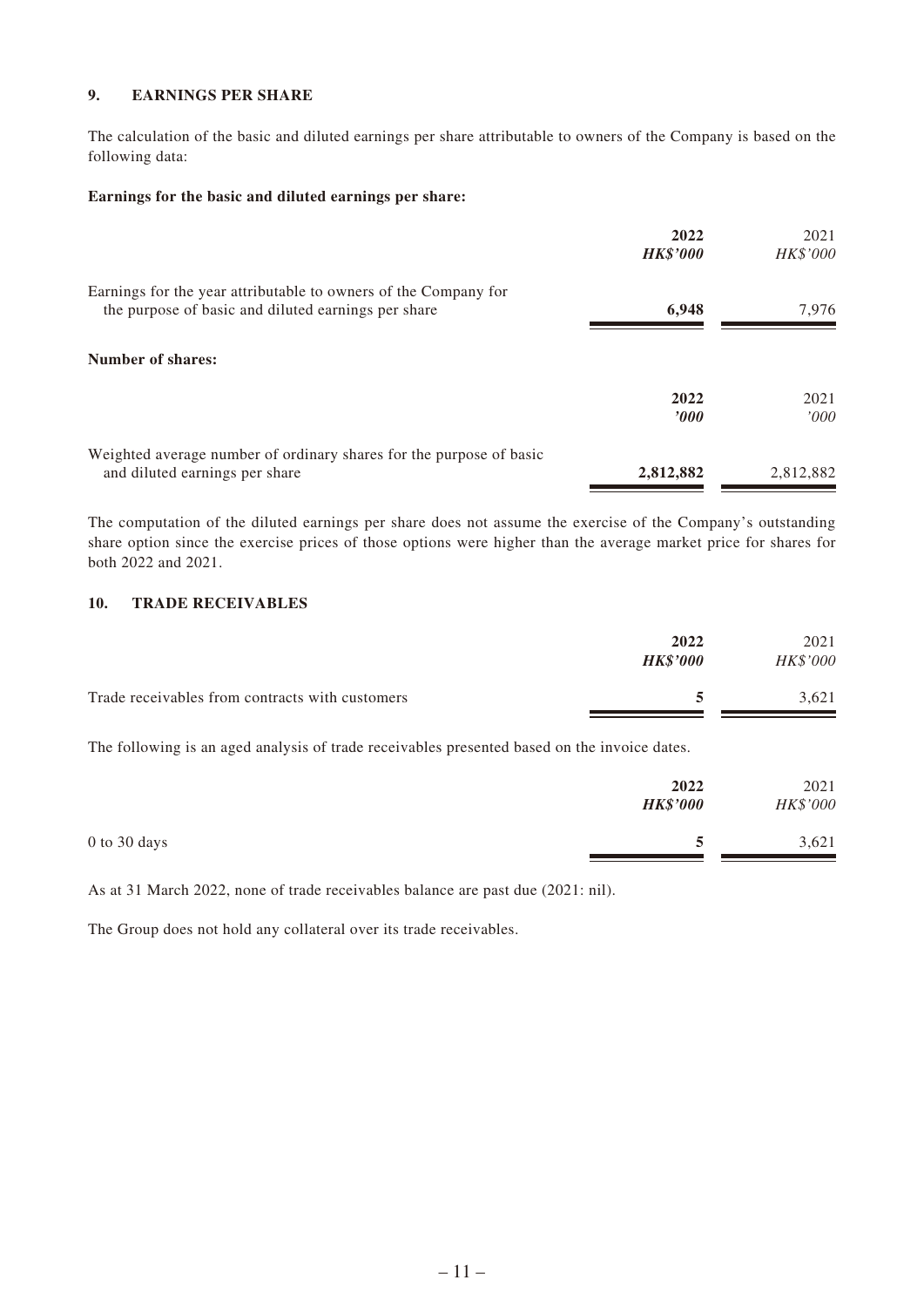## 9. EARNINGS PER SHARE

The calculation of the basic and diluted earnings per share attributable to owners of the Company is based on the following data:

**Earnings for the basic and diluted earnings per share:**

| | 2022<br>*HK$'000* | 2021<br>*HK$'000* |
|---|---|---|
| Earnings for the year attributable to owners of the Company for the purpose of basic and diluted earnings per share | **6,948** | 7,976 |

**Number of shares:**

| | 2022<br>*'000* | 2021<br>*'000* |
|---|---|---|
| Weighted average number of ordinary shares for the purpose of basic and diluted earnings per share | **2,812,882** | 2,812,882 |

The computation of the diluted earnings per share does not assume the exercise of the Company's outstanding share option since the exercise prices of those options were higher than the average market price for shares for both 2022 and 2021.

## 10. TRADE RECEIVABLES

| | 2022<br>*HK$'000* | 2021<br>*HK$'000* |
|---|---|---|
| Trade receivables from contracts with customers | **5** | 3,621 |

The following is an aged analysis of trade receivables presented based on the invoice dates.

| | 2022<br>*HK$'000* | 2021<br>*HK$'000* |
|---|---|---|
| 0 to 30 days | **5** | 3,621 |

As at 31 March 2022, none of trade receivables balance are past due (2021: nil).

The Group does not hold any collateral over its trade receivables.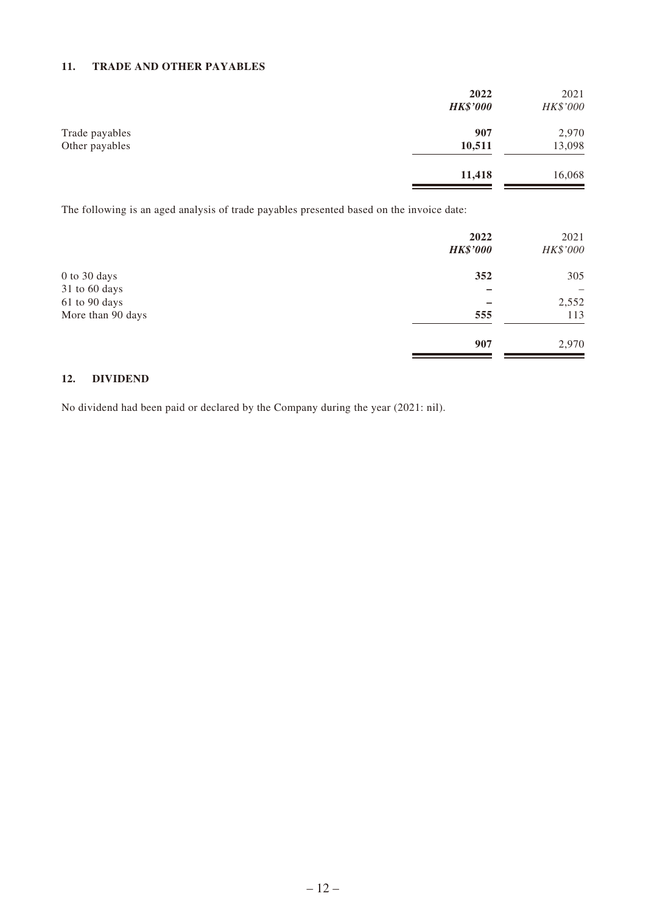## 11. TRADE AND OTHER PAYABLES

| | 2022 | 2021 |
|---|---|---|
| | ***HK$'000*** | *HK$'000* |
| Trade payables | **907** | 2,970 |
| Other payables | **10,511** | 13,098 |
| | **11,418** | 16,068 |

The following is an aged analysis of trade payables presented based on the invoice date:

| | 2022 | 2021 |
|---|---|---|
| | ***HK$'000*** | *HK$'000* |
| 0 to 30 days | **352** | 305 |
| 31 to 60 days | **–** | – |
| 61 to 90 days | **–** | 2,552 |
| More than 90 days | **555** | 113 |
| | **907** | 2,970 |

## 12. DIVIDEND

No dividend had been paid or declared by the Company during the year (2021: nil).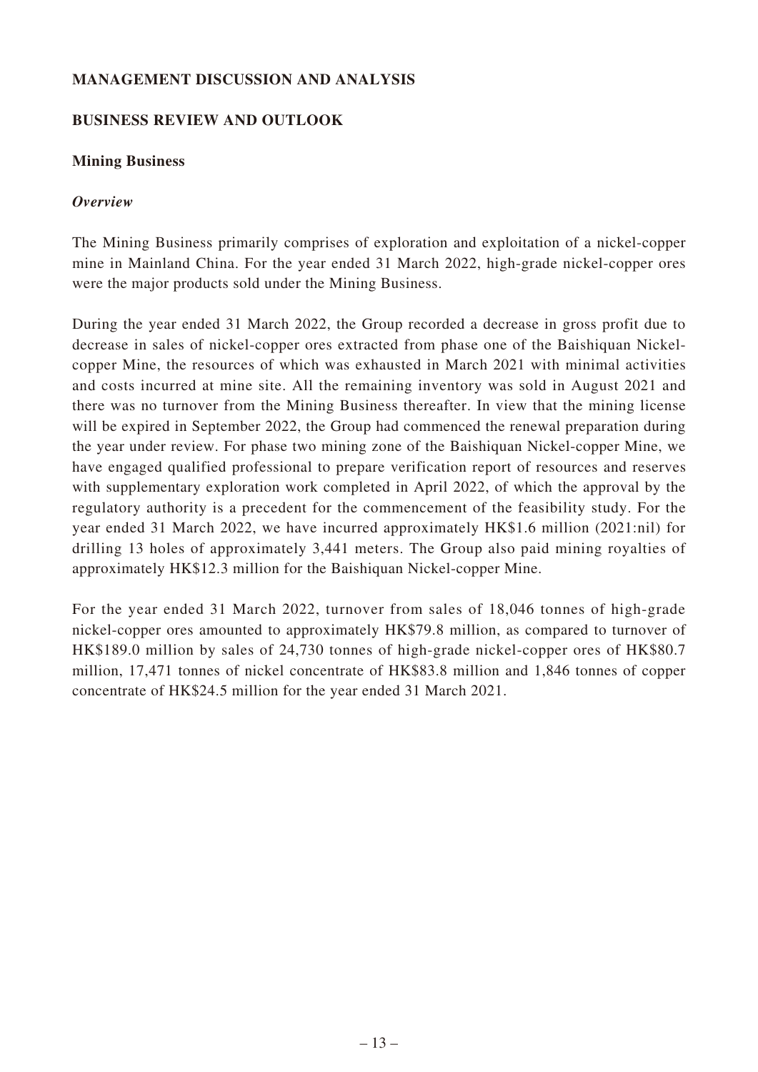## MANAGEMENT DISCUSSION AND ANALYSIS

## BUSINESS REVIEW AND OUTLOOK

### Mining Business

#### *Overview*

The Mining Business primarily comprises of exploration and exploitation of a nickel-copper mine in Mainland China. For the year ended 31 March 2022, high-grade nickel-copper ores were the major products sold under the Mining Business.

During the year ended 31 March 2022, the Group recorded a decrease in gross profit due to decrease in sales of nickel-copper ores extracted from phase one of the Baishiquan Nickel-copper Mine, the resources of which was exhausted in March 2021 with minimal activities and costs incurred at mine site. All the remaining inventory was sold in August 2021 and there was no turnover from the Mining Business thereafter. In view that the mining license will be expired in September 2022, the Group had commenced the renewal preparation during the year under review. For phase two mining zone of the Baishiquan Nickel-copper Mine, we have engaged qualified professional to prepare verification report of resources and reserves with supplementary exploration work completed in April 2022, of which the approval by the regulatory authority is a precedent for the commencement of the feasibility study. For the year ended 31 March 2022, we have incurred approximately HK$1.6 million (2021:nil) for drilling 13 holes of approximately 3,441 meters. The Group also paid mining royalties of approximately HK$12.3 million for the Baishiquan Nickel-copper Mine.

For the year ended 31 March 2022, turnover from sales of 18,046 tonnes of high-grade nickel-copper ores amounted to approximately HK$79.8 million, as compared to turnover of HK$189.0 million by sales of 24,730 tonnes of high-grade nickel-copper ores of HK$80.7 million, 17,471 tonnes of nickel concentrate of HK$83.8 million and 1,846 tonnes of copper concentrate of HK$24.5 million for the year ended 31 March 2021.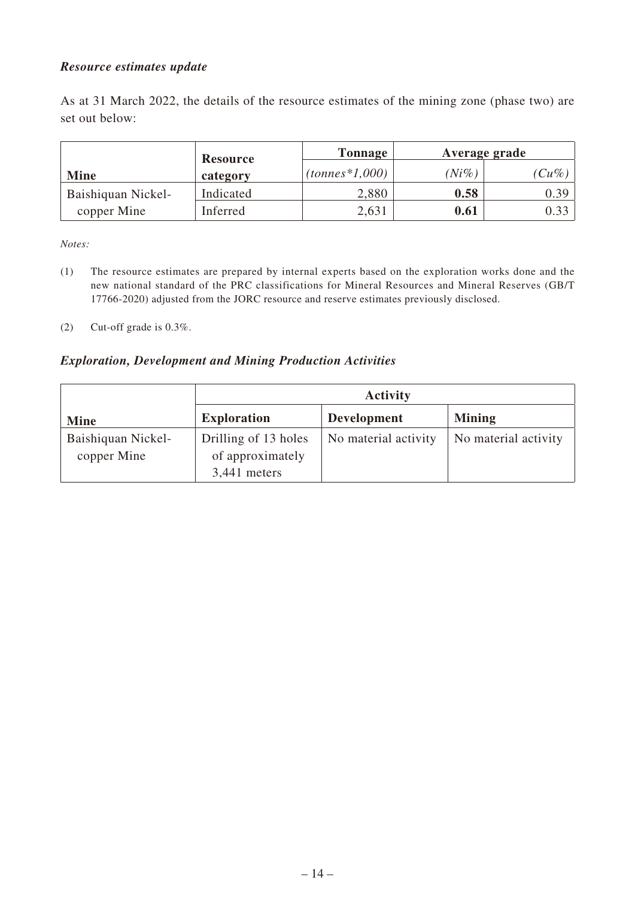***Resource estimates update***

As at 31 March 2022, the details of the resource estimates of the mining zone (phase two) are set out below:

| Mine | Resource category | Tonnage | Average grade | |
|---|---|---|---|---|
| | | *(tonnes*1,000)* | *(Ni%)* | *(Cu%)* |
| Baishiquan Nickel-copper Mine | Indicated | 2,880 | **0.58** | 0.39 |
| | Inferred | 2,631 | **0.61** | 0.33 |

*Notes:*

(1) The resource estimates are prepared by internal experts based on the exploration works done and the new national standard of the PRC classifications for Mineral Resources and Mineral Reserves (GB/T 17766-2020) adjusted from the JORC resource and reserve estimates previously disclosed.

(2) Cut-off grade is 0.3%.

***Exploration, Development and Mining Production Activities***

| Mine | Activity | | |
|---|---|---|---|
| | **Exploration** | **Development** | **Mining** |
| Baishiquan Nickel-copper Mine | Drilling of 13 holes of approximately 3,441 meters | No material activity | No material activity |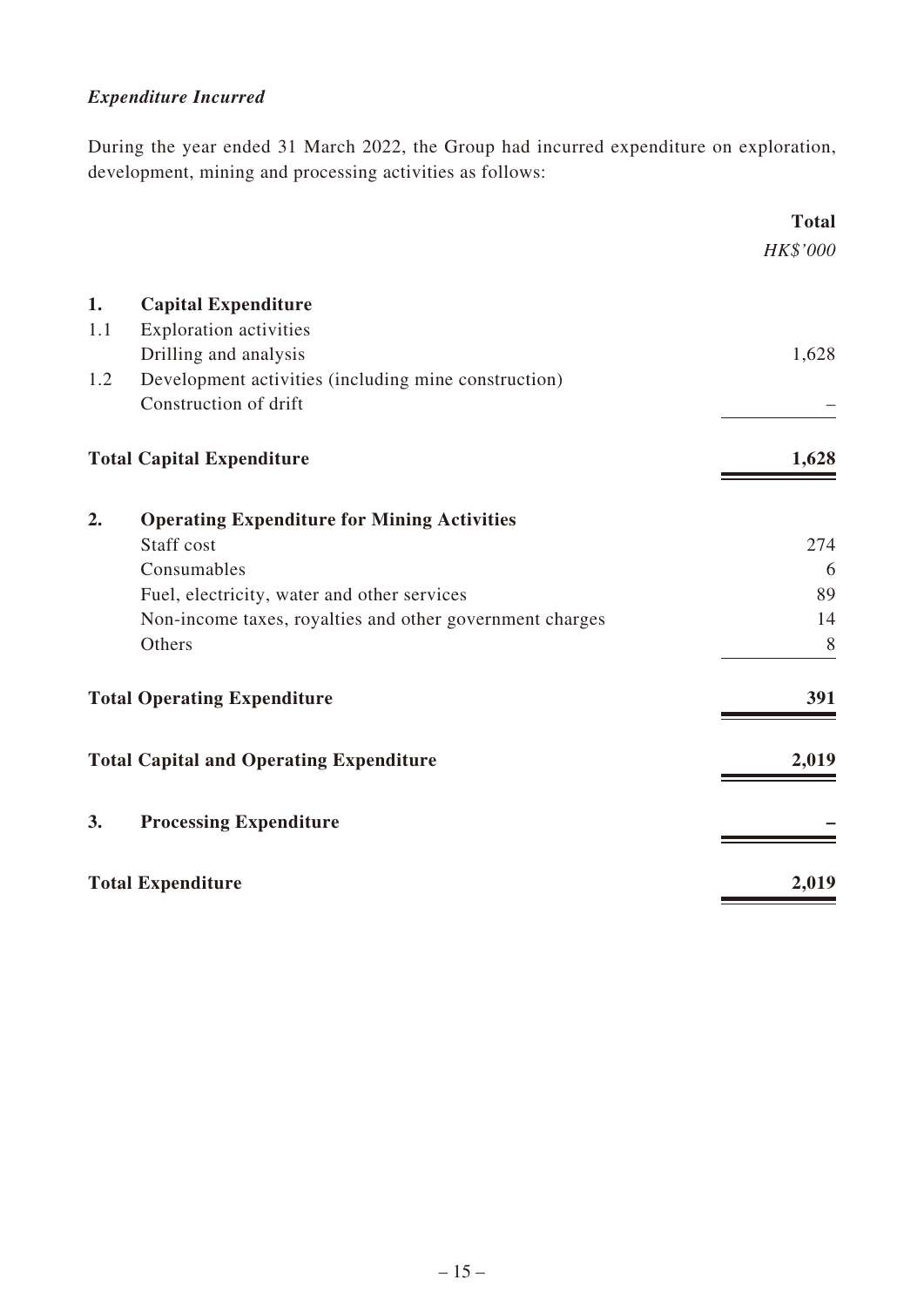***Expenditure Incurred***

During the year ended 31 March 2022, the Group had incurred expenditure on exploration, development, mining and processing activities as follows:

| | | **Total** |
|---|---|---|
| | | *HK$'000* |
| **1.** | **Capital Expenditure** | |
| 1.1 | Exploration activities | |
| | Drilling and analysis | 1,628 |
| 1.2 | Development activities (including mine construction) | |
| | Construction of drift | – |
| **Total Capital Expenditure** | | **1,628** |
| **2.** | **Operating Expenditure for Mining Activities** | |
| | Staff cost | 274 |
| | Consumables | 6 |
| | Fuel, electricity, water and other services | 89 |
| | Non-income taxes, royalties and other government charges | 14 |
| | Others | 8 |
| **Total Operating Expenditure** | | **391** |
| **Total Capital and Operating Expenditure** | | **2,019** |
| **3.** | **Processing Expenditure** | **–** |
| **Total Expenditure** | | **2,019** |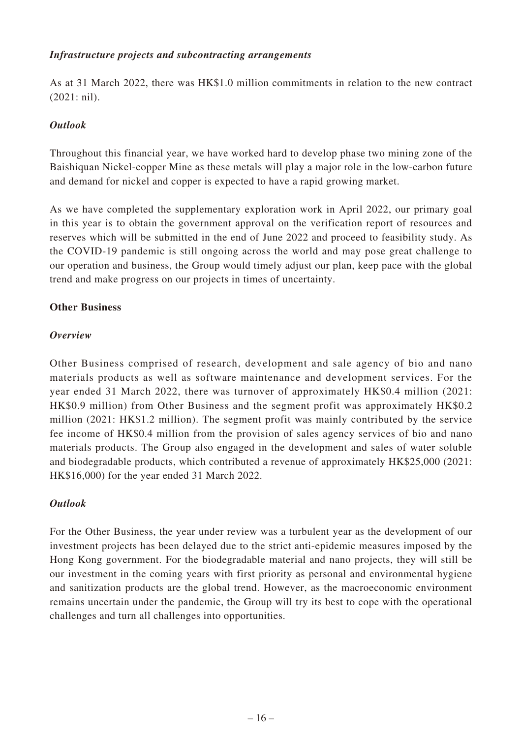***Infrastructure projects and subcontracting arrangements***

As at 31 March 2022, there was HK$1.0 million commitments in relation to the new contract (2021: nil).

***Outlook***

Throughout this financial year, we have worked hard to develop phase two mining zone of the Baishiquan Nickel-copper Mine as these metals will play a major role in the low-carbon future and demand for nickel and copper is expected to have a rapid growing market.

As we have completed the supplementary exploration work in April 2022, our primary goal in this year is to obtain the government approval on the verification report of resources and reserves which will be submitted in the end of June 2022 and proceed to feasibility study. As the COVID-19 pandemic is still ongoing across the world and may pose great challenge to our operation and business, the Group would timely adjust our plan, keep pace with the global trend and make progress on our projects in times of uncertainty.

**Other Business**

***Overview***

Other Business comprised of research, development and sale agency of bio and nano materials products as well as software maintenance and development services. For the year ended 31 March 2022, there was turnover of approximately HK$0.4 million (2021: HK$0.9 million) from Other Business and the segment profit was approximately HK$0.2 million (2021: HK$1.2 million). The segment profit was mainly contributed by the service fee income of HK$0.4 million from the provision of sales agency services of bio and nano materials products. The Group also engaged in the development and sales of water soluble and biodegradable products, which contributed a revenue of approximately HK$25,000 (2021: HK$16,000) for the year ended 31 March 2022.

***Outlook***

For the Other Business, the year under review was a turbulent year as the development of our investment projects has been delayed due to the strict anti-epidemic measures imposed by the Hong Kong government. For the biodegradable material and nano projects, they will still be our investment in the coming years with first priority as personal and environmental hygiene and sanitization products are the global trend. However, as the macroeconomic environment remains uncertain under the pandemic, the Group will try its best to cope with the operational challenges and turn all challenges into opportunities.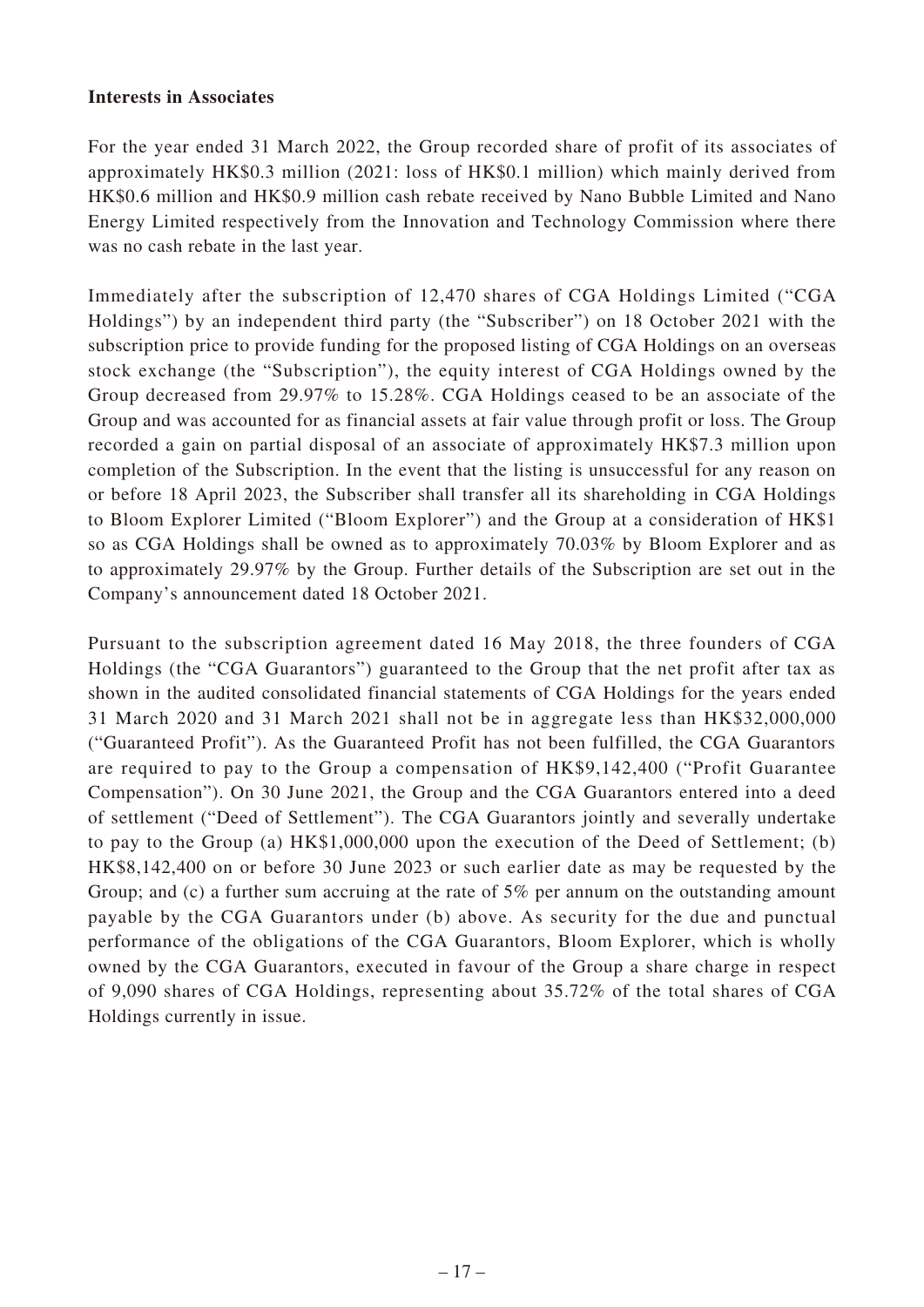**Interests in Associates**

For the year ended 31 March 2022, the Group recorded share of profit of its associates of approximately HK$0.3 million (2021: loss of HK$0.1 million) which mainly derived from HK$0.6 million and HK$0.9 million cash rebate received by Nano Bubble Limited and Nano Energy Limited respectively from the Innovation and Technology Commission where there was no cash rebate in the last year.

Immediately after the subscription of 12,470 shares of CGA Holdings Limited ("CGA Holdings") by an independent third party (the "Subscriber") on 18 October 2021 with the subscription price to provide funding for the proposed listing of CGA Holdings on an overseas stock exchange (the "Subscription"), the equity interest of CGA Holdings owned by the Group decreased from 29.97% to 15.28%. CGA Holdings ceased to be an associate of the Group and was accounted for as financial assets at fair value through profit or loss. The Group recorded a gain on partial disposal of an associate of approximately HK$7.3 million upon completion of the Subscription. In the event that the listing is unsuccessful for any reason on or before 18 April 2023, the Subscriber shall transfer all its shareholding in CGA Holdings to Bloom Explorer Limited ("Bloom Explorer") and the Group at a consideration of HK$1 so as CGA Holdings shall be owned as to approximately 70.03% by Bloom Explorer and as to approximately 29.97% by the Group. Further details of the Subscription are set out in the Company's announcement dated 18 October 2021.

Pursuant to the subscription agreement dated 16 May 2018, the three founders of CGA Holdings (the "CGA Guarantors") guaranteed to the Group that the net profit after tax as shown in the audited consolidated financial statements of CGA Holdings for the years ended 31 March 2020 and 31 March 2021 shall not be in aggregate less than HK$32,000,000 ("Guaranteed Profit"). As the Guaranteed Profit has not been fulfilled, the CGA Guarantors are required to pay to the Group a compensation of HK$9,142,400 ("Profit Guarantee Compensation"). On 30 June 2021, the Group and the CGA Guarantors entered into a deed of settlement ("Deed of Settlement"). The CGA Guarantors jointly and severally undertake to pay to the Group (a) HK$1,000,000 upon the execution of the Deed of Settlement; (b) HK$8,142,400 on or before 30 June 2023 or such earlier date as may be requested by the Group; and (c) a further sum accruing at the rate of 5% per annum on the outstanding amount payable by the CGA Guarantors under (b) above. As security for the due and punctual performance of the obligations of the CGA Guarantors, Bloom Explorer, which is wholly owned by the CGA Guarantors, executed in favour of the Group a share charge in respect of 9,090 shares of CGA Holdings, representing about 35.72% of the total shares of CGA Holdings currently in issue.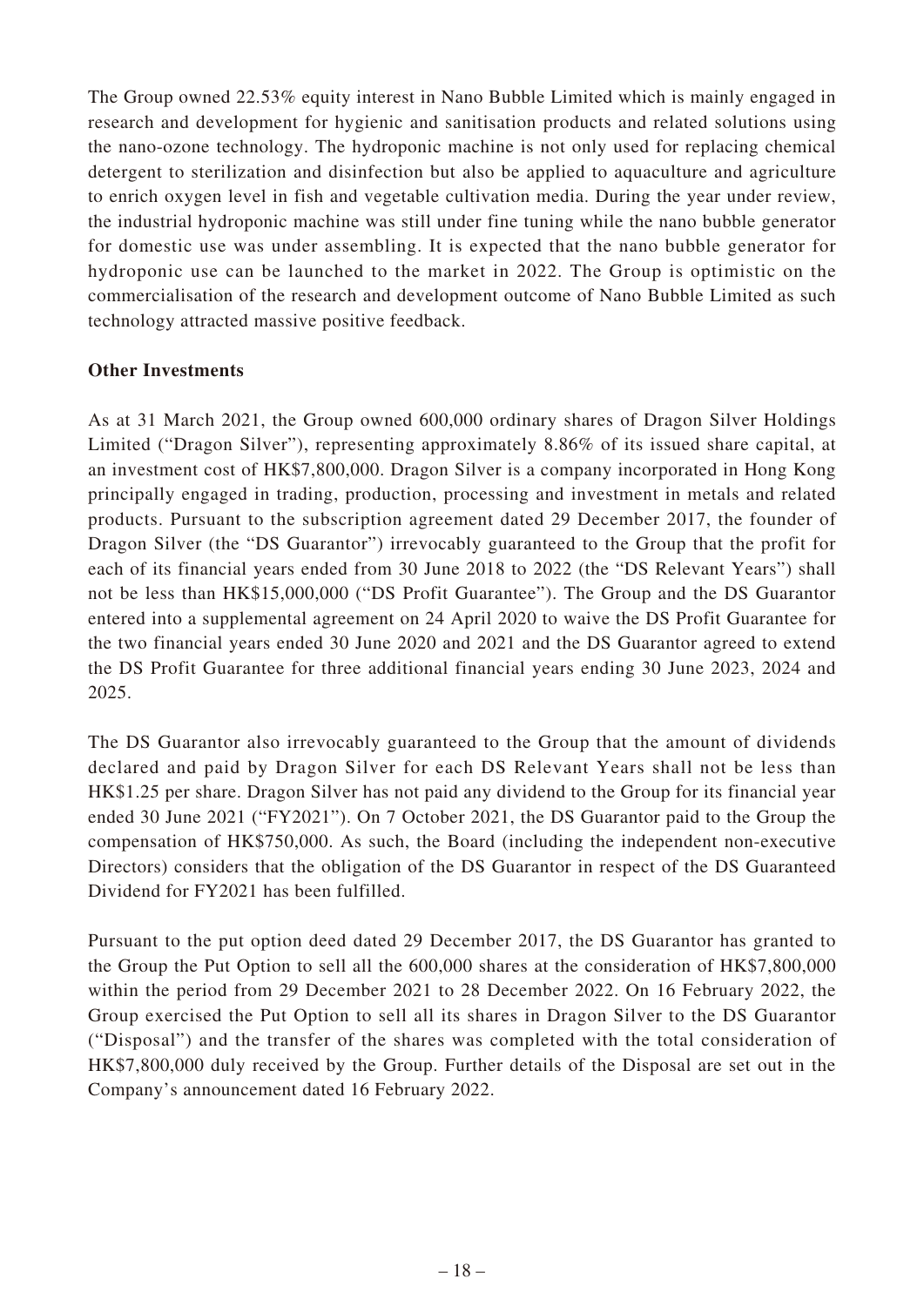The Group owned 22.53% equity interest in Nano Bubble Limited which is mainly engaged in research and development for hygienic and sanitisation products and related solutions using the nano-ozone technology. The hydroponic machine is not only used for replacing chemical detergent to sterilization and disinfection but also be applied to aquaculture and agriculture to enrich oxygen level in fish and vegetable cultivation media. During the year under review, the industrial hydroponic machine was still under fine tuning while the nano bubble generator for domestic use was under assembling. It is expected that the nano bubble generator for hydroponic use can be launched to the market in 2022. The Group is optimistic on the commercialisation of the research and development outcome of Nano Bubble Limited as such technology attracted massive positive feedback.

**Other Investments**

As at 31 March 2021, the Group owned 600,000 ordinary shares of Dragon Silver Holdings Limited ("Dragon Silver"), representing approximately 8.86% of its issued share capital, at an investment cost of HK$7,800,000. Dragon Silver is a company incorporated in Hong Kong principally engaged in trading, production, processing and investment in metals and related products. Pursuant to the subscription agreement dated 29 December 2017, the founder of Dragon Silver (the "DS Guarantor") irrevocably guaranteed to the Group that the profit for each of its financial years ended from 30 June 2018 to 2022 (the "DS Relevant Years") shall not be less than HK$15,000,000 ("DS Profit Guarantee"). The Group and the DS Guarantor entered into a supplemental agreement on 24 April 2020 to waive the DS Profit Guarantee for the two financial years ended 30 June 2020 and 2021 and the DS Guarantor agreed to extend the DS Profit Guarantee for three additional financial years ending 30 June 2023, 2024 and 2025.

The DS Guarantor also irrevocably guaranteed to the Group that the amount of dividends declared and paid by Dragon Silver for each DS Relevant Years shall not be less than HK$1.25 per share. Dragon Silver has not paid any dividend to the Group for its financial year ended 30 June 2021 ("FY2021"). On 7 October 2021, the DS Guarantor paid to the Group the compensation of HK$750,000. As such, the Board (including the independent non-executive Directors) considers that the obligation of the DS Guarantor in respect of the DS Guaranteed Dividend for FY2021 has been fulfilled.

Pursuant to the put option deed dated 29 December 2017, the DS Guarantor has granted to the Group the Put Option to sell all the 600,000 shares at the consideration of HK$7,800,000 within the period from 29 December 2021 to 28 December 2022. On 16 February 2022, the Group exercised the Put Option to sell all its shares in Dragon Silver to the DS Guarantor ("Disposal") and the transfer of the shares was completed with the total consideration of HK$7,800,000 duly received by the Group. Further details of the Disposal are set out in the Company's announcement dated 16 February 2022.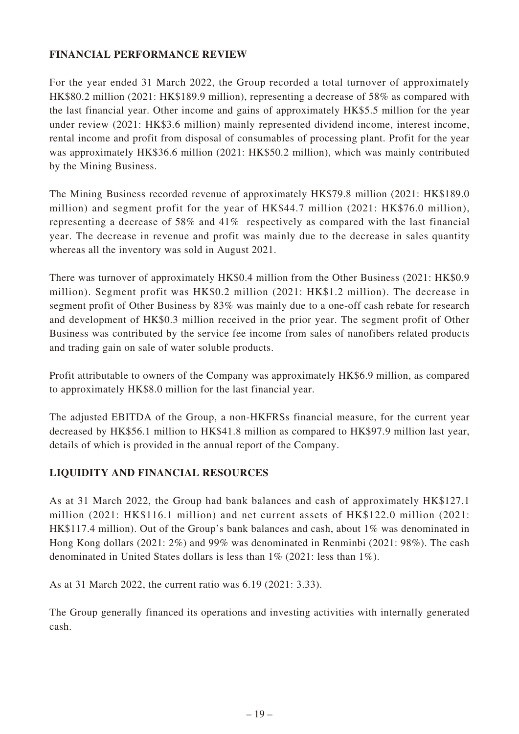## FINANCIAL PERFORMANCE REVIEW

For the year ended 31 March 2022, the Group recorded a total turnover of approximately HK$80.2 million (2021: HK$189.9 million), representing a decrease of 58% as compared with the last financial year. Other income and gains of approximately HK$5.5 million for the year under review (2021: HK$3.6 million) mainly represented dividend income, interest income, rental income and profit from disposal of consumables of processing plant. Profit for the year was approximately HK$36.6 million (2021: HK$50.2 million), which was mainly contributed by the Mining Business.

The Mining Business recorded revenue of approximately HK$79.8 million (2021: HK$189.0 million) and segment profit for the year of HK$44.7 million (2021: HK$76.0 million), representing a decrease of 58% and 41% respectively as compared with the last financial year. The decrease in revenue and profit was mainly due to the decrease in sales quantity whereas all the inventory was sold in August 2021.

There was turnover of approximately HK$0.4 million from the Other Business (2021: HK$0.9 million). Segment profit was HK$0.2 million (2021: HK$1.2 million). The decrease in segment profit of Other Business by 83% was mainly due to a one-off cash rebate for research and development of HK$0.3 million received in the prior year. The segment profit of Other Business was contributed by the service fee income from sales of nanofibers related products and trading gain on sale of water soluble products.

Profit attributable to owners of the Company was approximately HK$6.9 million, as compared to approximately HK$8.0 million for the last financial year.

The adjusted EBITDA of the Group, a non-HKFRSs financial measure, for the current year decreased by HK$56.1 million to HK$41.8 million as compared to HK$97.9 million last year, details of which is provided in the annual report of the Company.

## LIQUIDITY AND FINANCIAL RESOURCES

As at 31 March 2022, the Group had bank balances and cash of approximately HK$127.1 million (2021: HK$116.1 million) and net current assets of HK$122.0 million (2021: HK$117.4 million). Out of the Group's bank balances and cash, about 1% was denominated in Hong Kong dollars (2021: 2%) and 99% was denominated in Renminbi (2021: 98%). The cash denominated in United States dollars is less than 1% (2021: less than 1%).

As at 31 March 2022, the current ratio was 6.19 (2021: 3.33).

The Group generally financed its operations and investing activities with internally generated cash.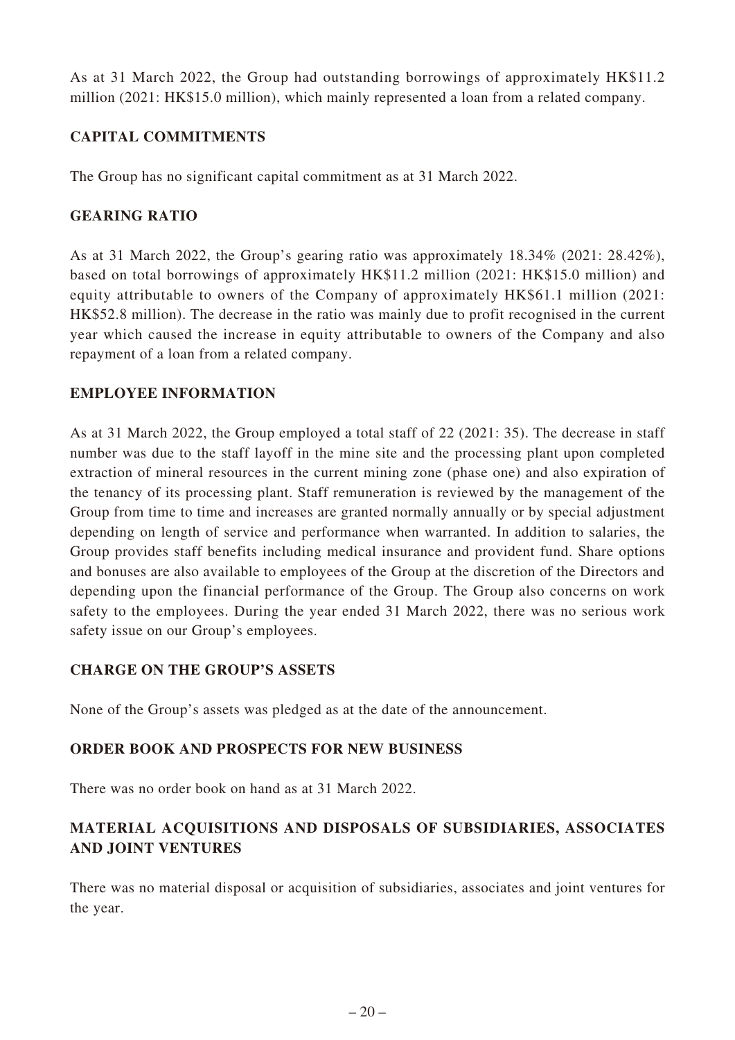As at 31 March 2022, the Group had outstanding borrowings of approximately HK$11.2 million (2021: HK$15.0 million), which mainly represented a loan from a related company.

## CAPITAL COMMITMENTS

The Group has no significant capital commitment as at 31 March 2022.

## GEARING RATIO

As at 31 March 2022, the Group's gearing ratio was approximately 18.34% (2021: 28.42%), based on total borrowings of approximately HK$11.2 million (2021: HK$15.0 million) and equity attributable to owners of the Company of approximately HK$61.1 million (2021: HK$52.8 million). The decrease in the ratio was mainly due to profit recognised in the current year which caused the increase in equity attributable to owners of the Company and also repayment of a loan from a related company.

## EMPLOYEE INFORMATION

As at 31 March 2022, the Group employed a total staff of 22 (2021: 35). The decrease in staff number was due to the staff layoff in the mine site and the processing plant upon completed extraction of mineral resources in the current mining zone (phase one) and also expiration of the tenancy of its processing plant. Staff remuneration is reviewed by the management of the Group from time to time and increases are granted normally annually or by special adjustment depending on length of service and performance when warranted. In addition to salaries, the Group provides staff benefits including medical insurance and provident fund. Share options and bonuses are also available to employees of the Group at the discretion of the Directors and depending upon the financial performance of the Group. The Group also concerns on work safety to the employees. During the year ended 31 March 2022, there was no serious work safety issue on our Group's employees.

## CHARGE ON THE GROUP'S ASSETS

None of the Group's assets was pledged as at the date of the announcement.

## ORDER BOOK AND PROSPECTS FOR NEW BUSINESS

There was no order book on hand as at 31 March 2022.

## MATERIAL ACQUISITIONS AND DISPOSALS OF SUBSIDIARIES, ASSOCIATES AND JOINT VENTURES

There was no material disposal or acquisition of subsidiaries, associates and joint ventures for the year.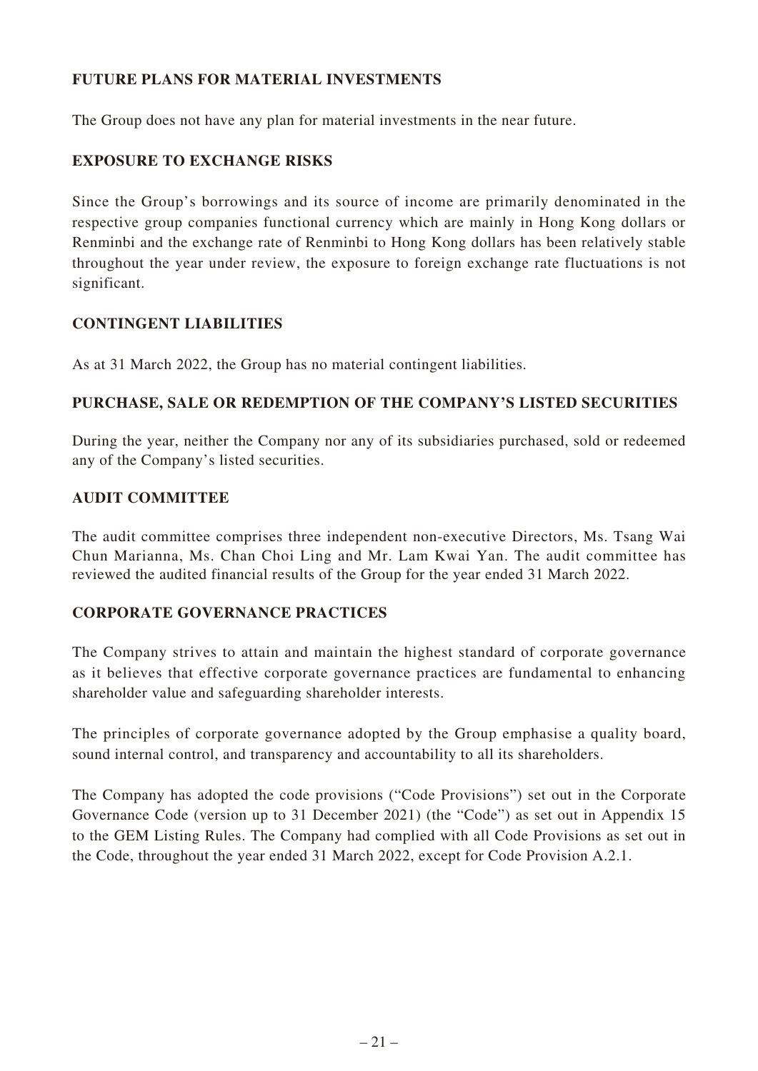## FUTURE PLANS FOR MATERIAL INVESTMENTS

The Group does not have any plan for material investments in the near future.

## EXPOSURE TO EXCHANGE RISKS

Since the Group's borrowings and its source of income are primarily denominated in the respective group companies functional currency which are mainly in Hong Kong dollars or Renminbi and the exchange rate of Renminbi to Hong Kong dollars has been relatively stable throughout the year under review, the exposure to foreign exchange rate fluctuations is not significant.

## CONTINGENT LIABILITIES

As at 31 March 2022, the Group has no material contingent liabilities.

## PURCHASE, SALE OR REDEMPTION OF THE COMPANY'S LISTED SECURITIES

During the year, neither the Company nor any of its subsidiaries purchased, sold or redeemed any of the Company's listed securities.

## AUDIT COMMITTEE

The audit committee comprises three independent non-executive Directors, Ms. Tsang Wai Chun Marianna, Ms. Chan Choi Ling and Mr. Lam Kwai Yan. The audit committee has reviewed the audited financial results of the Group for the year ended 31 March 2022.

## CORPORATE GOVERNANCE PRACTICES

The Company strives to attain and maintain the highest standard of corporate governance as it believes that effective corporate governance practices are fundamental to enhancing shareholder value and safeguarding shareholder interests.

The principles of corporate governance adopted by the Group emphasise a quality board, sound internal control, and transparency and accountability to all its shareholders.

The Company has adopted the code provisions ("Code Provisions") set out in the Corporate Governance Code (version up to 31 December 2021) (the "Code") as set out in Appendix 15 to the GEM Listing Rules. The Company had complied with all Code Provisions as set out in the Code, throughout the year ended 31 March 2022, except for Code Provision A.2.1.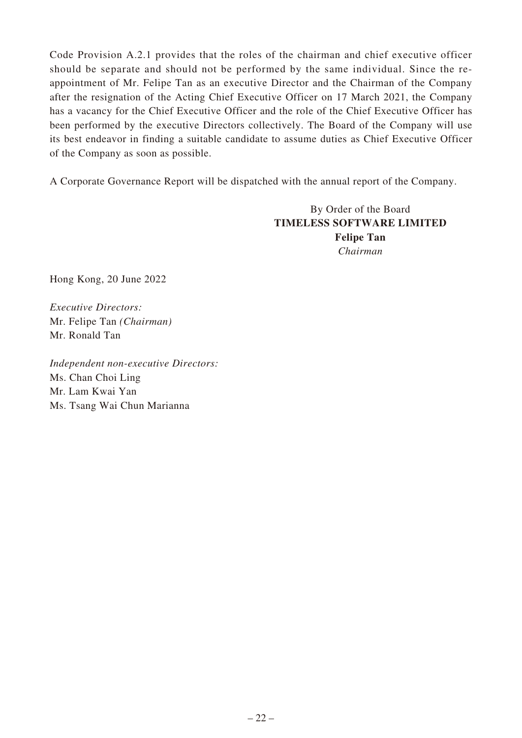Code Provision A.2.1 provides that the roles of the chairman and chief executive officer should be separate and should not be performed by the same individual. Since the re-appointment of Mr. Felipe Tan as an executive Director and the Chairman of the Company after the resignation of the Acting Chief Executive Officer on 17 March 2021, the Company has a vacancy for the Chief Executive Officer and the role of the Chief Executive Officer has been performed by the executive Directors collectively. The Board of the Company will use its best endeavor in finding a suitable candidate to assume duties as Chief Executive Officer of the Company as soon as possible.

A Corporate Governance Report will be dispatched with the annual report of the Company.

By Order of the Board
**TIMELESS SOFTWARE LIMITED**
**Felipe Tan**
*Chairman*

Hong Kong, 20 June 2022

*Executive Directors:*
Mr. Felipe Tan *(Chairman)*
Mr. Ronald Tan

*Independent non-executive Directors:*
Ms. Chan Choi Ling
Mr. Lam Kwai Yan
Ms. Tsang Wai Chun Marianna